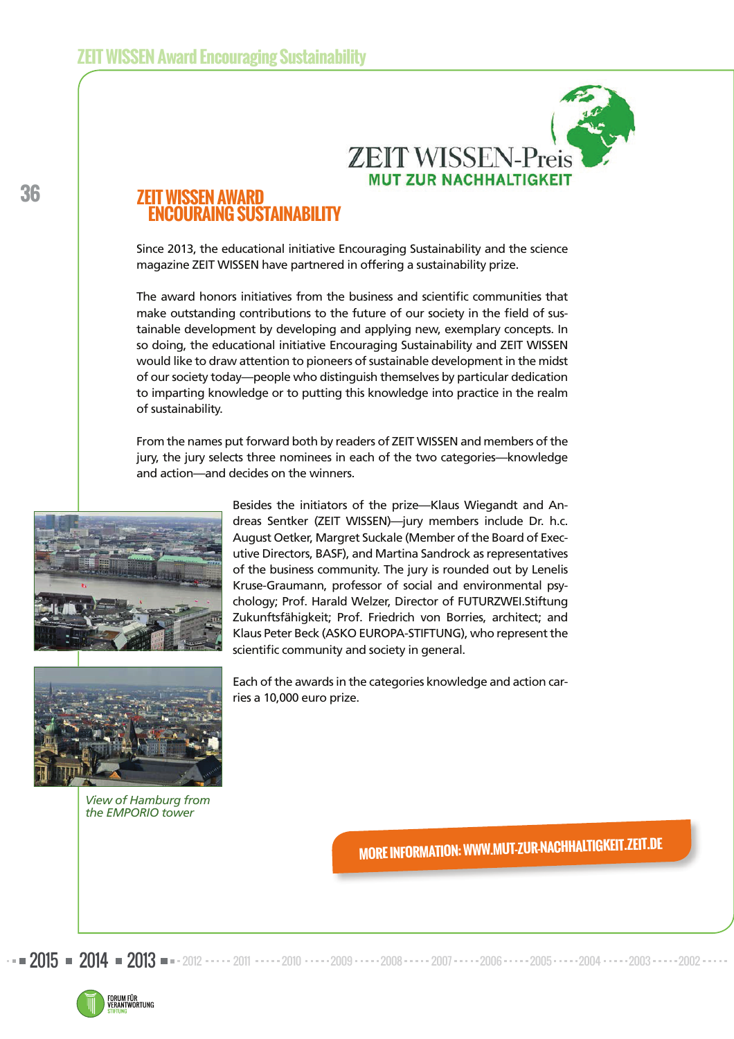ZEIT WISSEN-Preis
MUT ZUR NACHHALTIGKEIT

# ZEIT WISSEN AWARD ENCOURAING SUSTAINABILITY

Since 2013, the educational initiative Encouraging Sustainability and the science magazine ZEIT WISSEN have partnered in offering a sustainability prize.

The award honors initiatives from the business and scientific communities that make outstanding contributions to the future of our society in the field of sustainable development by developing and applying new, exemplary concepts. In so doing, the educational initiative Encouraging Sustainability and ZEIT WISSEN would like to draw attention to pioneers of sustainable development in the midst of our society today—people who distinguish themselves by particular dedication to imparting knowledge or to putting this knowledge into practice in the realm of sustainability.

From the names put forward both by readers of ZEIT WISSEN and members of the jury, the jury selects three nominees in each of the two categories—knowledge and action—and decides on the winners.

Besides the initiators of the prize—Klaus Wiegandt and Andreas Sentker (ZEIT WISSEN)—jury members include Dr. h.c. August Oetker, Margret Suckale (Member of the Board of Executive Directors, BASF), and Martina Sandrock as representatives of the business community. The jury is rounded out by Lenelis Kruse-Graumann, professor of social and environmental psychology; Prof. Harald Welzer, Director of FUTURZWEI.Stiftung Zukunftsfähigkeit; Prof. Friedrich von Borries, architect; and Klaus Peter Beck (ASKO EUROPA-STIFTUNG), who represent the scientific community and society in general.

Each of the awards in the categories knowledge and action carries a 10,000 euro prize.

*View of Hamburg from the EMPORIO tower*

**MORE INFORMATION: WWW.MUT-ZUR-NACHHALTIGKEIT.ZEIT.DE**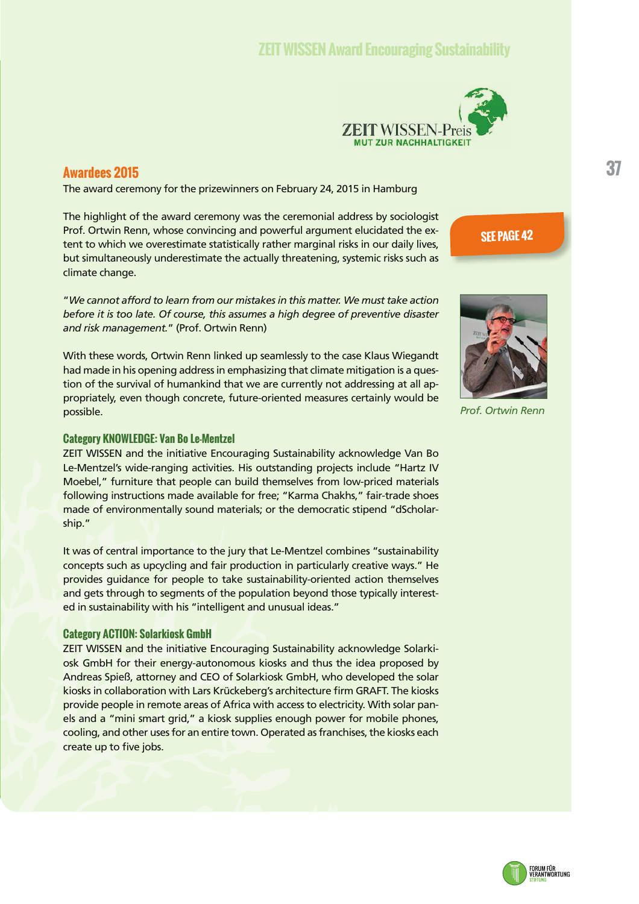## Awardees 2015

The award ceremony for the prizewinners on February 24, 2015 in Hamburg

The highlight of the award ceremony was the ceremonial address by sociologist Prof. Ortwin Renn, whose convincing and powerful argument elucidated the extent to which we overestimate statistically rather marginal risks in our daily lives, but simultaneously underestimate the actually threatening, systemic risks such as climate change.

SEE PAGE 42

"*We cannot afford to learn from our mistakes in this matter. We must take action before it is too late. Of course, this assumes a high degree of preventive disaster and risk management.*" (Prof. Ortwin Renn)

*Prof. Ortwin Renn*

With these words, Ortwin Renn linked up seamlessly to the case Klaus Wiegandt had made in his opening address in emphasizing that climate mitigation is a question of the survival of humankind that we are currently not addressing at all appropriately, even though concrete, future-oriented measures certainly would be possible.

### Category KNOWLEDGE: Van Bo Le-Mentzel

ZEIT WISSEN and the initiative Encouraging Sustainability acknowledge Van Bo Le-Mentzel's wide-ranging activities. His outstanding projects include "Hartz IV Moebel," furniture that people can build themselves from low-priced materials following instructions made available for free; "Karma Chakhs," fair-trade shoes made of environmentally sound materials; or the democratic stipend "dScholarship."

It was of central importance to the jury that Le-Mentzel combines "sustainability concepts such as upcycling and fair production in particularly creative ways." He provides guidance for people to take sustainability-oriented action themselves and gets through to segments of the population beyond those typically interested in sustainability with his "intelligent and unusual ideas."

### Category ACTION: Solarkiosk GmbH

ZEIT WISSEN and the initiative Encouraging Sustainability acknowledge Solarkiosk GmbH for their energy-autonomous kiosks and thus the idea proposed by Andreas Spieß, attorney and CEO of Solarkiosk GmbH, who developed the solar kiosks in collaboration with Lars Krückeberg's architecture firm GRAFT. The kiosks provide people in remote areas of Africa with access to electricity. With solar panels and a "mini smart grid," a kiosk supplies enough power for mobile phones, cooling, and other uses for an entire town. Operated as franchises, the kiosks each create up to five jobs.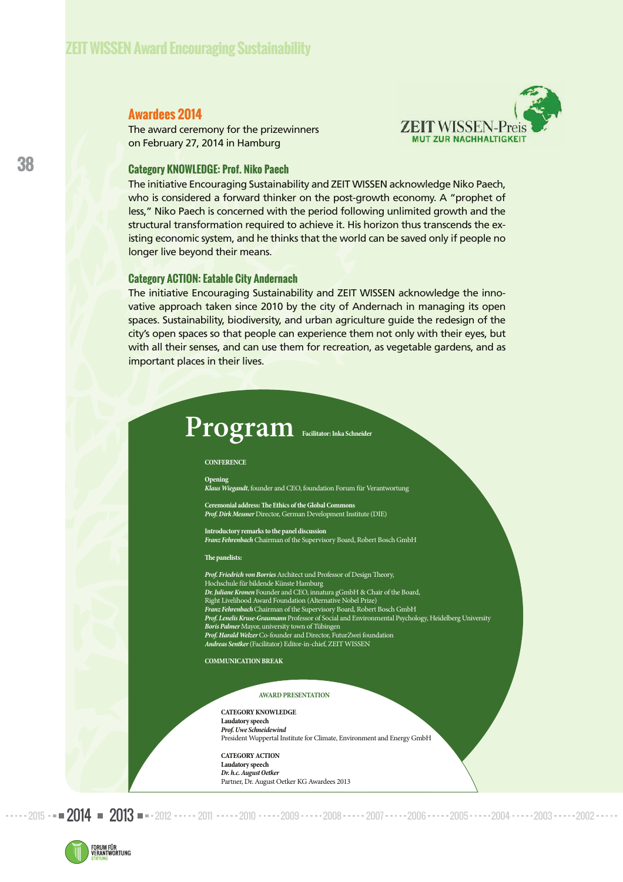## ZEIT WISSEN Award Encouraging Sustainability

### Awardees 2014

The award ceremony for the prizewinners on February 27, 2014 in Hamburg

ZEIT WISSEN-Preis
MUT ZUR NACHHALTIGKEIT

### Category KNOWLEDGE: Prof. Niko Paech

The initiative Encouraging Sustainability and ZEIT WISSEN acknowledge Niko Paech, who is considered a forward thinker on the post-growth economy. A "prophet of less," Niko Paech is concerned with the period following unlimited growth and the structural transformation required to achieve it. His horizon thus transcends the existing economic system, and he thinks that the world can be saved only if people no longer live beyond their means.

### Category ACTION: Eatable City Andernach

The initiative Encouraging Sustainability and ZEIT WISSEN acknowledge the innovative approach taken since 2010 by the city of Andernach in managing its open spaces. Sustainability, biodiversity, and urban agriculture guide the redesign of the city's open spaces so that people can experience them not only with their eyes, but with all their senses, and can use them for recreation, as vegetable gardens, and as important places in their lives.

## Program

**Facilitator: Inka Schneider**

**CONFERENCE**

**Opening**
*Klaus Wiegandt*, founder and CEO, foundation Forum für Verantwortung

**Ceremonial address: The Ethics of the Global Commons**
*Prof. Dirk Messner* Director, German Development Institute (DIE)

**Introductory remarks to the panel discussion**
*Franz Fehrenbach* Chairman of the Supervisory Board, Robert Bosch GmbH

**The panelists:**

*Prof. Friedrich von Borries* Architect und Professor of Design Theory, Hochschule für bildende Künste Hamburg
*Dr. Juliane Kronen* Founder and CEO, innatura gGmbH & Chair of the Board, Right Livelihood Award Foundation (Alternative Nobel Prize)
*Franz Fehrenbach* Chairman of the Supervisory Board, Robert Bosch GmbH
*Prof. Lenelis Kruse-Graumann* Professor of Social and Environmental Psychology, Heidelberg University
*Boris Palmer* Mayor, university town of Tübingen
*Prof. Harald Welzer* Co-founder and Director, FuturZwei foundation
*Andreas Sentker* (Facilitator) Editor-in-chief, ZEIT WISSEN

**COMMUNICATION BREAK**

**AWARD PRESENTATION**

**CATEGORY KNOWLEDGE**
**Laudatory speech**
*Prof. Uwe Schneidewind*
President Wuppertal Institute for Climate, Environment and Energy GmbH

**CATEGORY ACTION**
**Laudatory speech**
*Dr. h.c. August Oetker*
Partner, Dr. August Oetker KG Awardees 2013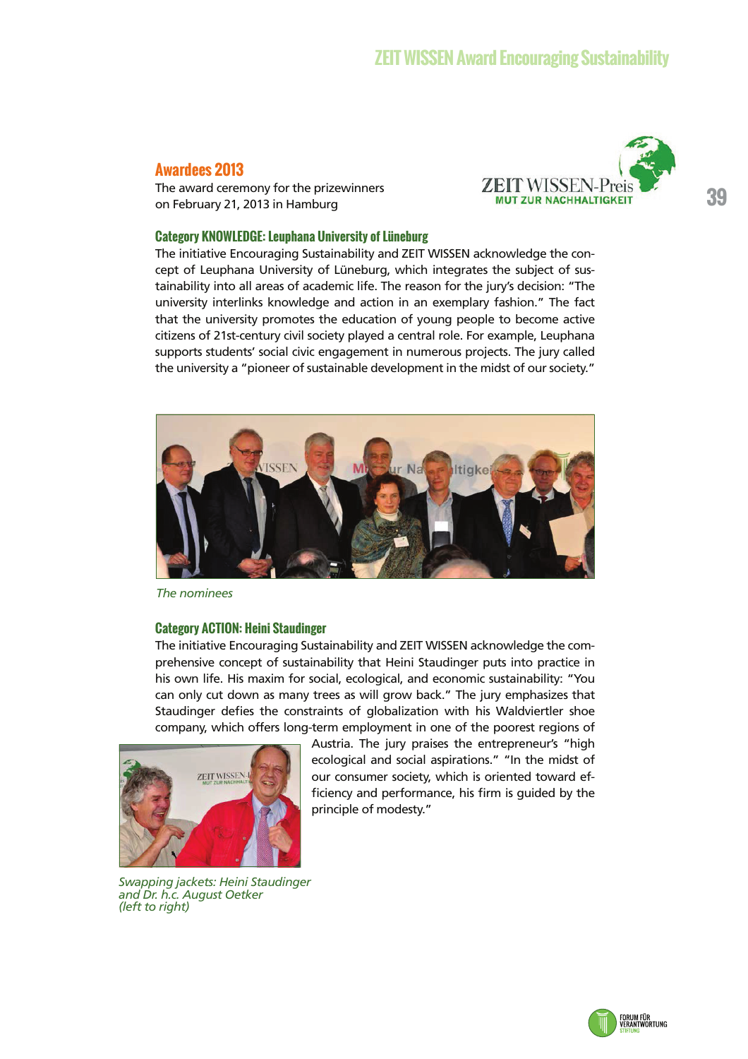## Awardees 2013

The award ceremony for the prizewinners on February 21, 2013 in Hamburg

### Category KNOWLEDGE: Leuphana University of Lüneburg

The initiative Encouraging Sustainability and ZEIT WISSEN acknowledge the concept of Leuphana University of Lüneburg, which integrates the subject of sustainability into all areas of academic life. The reason for the jury's decision: "The university interlinks knowledge and action in an exemplary fashion." The fact that the university promotes the education of young people to become active citizens of 21st-century civil society played a central role. For example, Leuphana supports students' social civic engagement in numerous projects. The jury called the university a "pioneer of sustainable development in the midst of our society."

*The nominees*

### Category ACTION: Heini Staudinger

The initiative Encouraging Sustainability and ZEIT WISSEN acknowledge the comprehensive concept of sustainability that Heini Staudinger puts into practice in his own life. His maxim for social, ecological, and economic sustainability: "You can only cut down as many trees as will grow back." The jury emphasizes that Staudinger defies the constraints of globalization with his Waldviertler shoe company, which offers long-term employment in one of the poorest regions of Austria. The jury praises the entrepreneur's "high ecological and social aspirations." "In the midst of our consumer society, which is oriented toward efficiency and performance, his firm is guided by the principle of modesty."

*Swapping jackets: Heini Staudinger and Dr. h.c. August Oetker (left to right)*